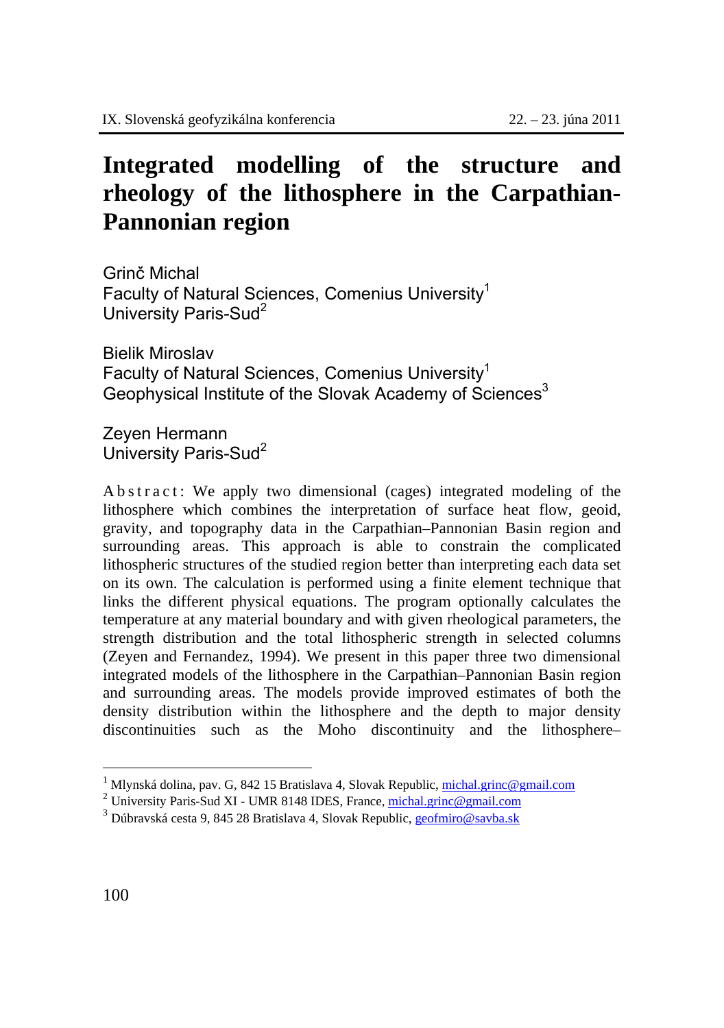# Integrated modelling of the structure and rheology of the lithosphere in the Carpathian-Pannonian region

Grinč Michal
Faculty of Natural Sciences, Comenius University[1]
University Paris-Sud[2]

Bielik Miroslav
Faculty of Natural Sciences, Comenius University[1]
Geophysical Institute of the Slovak Academy of Sciences[3]

Zeyen Hermann
University Paris-Sud[2]

Abstract: We apply two dimensional (cages) integrated modeling of the lithosphere which combines the interpretation of surface heat flow, geoid, gravity, and topography data in the Carpathian–Pannonian Basin region and surrounding areas. This approach is able to constrain the complicated lithospheric structures of the studied region better than interpreting each data set on its own. The calculation is performed using a finite element technique that links the different physical equations. The program optionally calculates the temperature at any material boundary and with given rheological parameters, the strength distribution and the total lithospheric strength in selected columns (Zeyen and Fernandez, 1994). We present in this paper three two dimensional integrated models of the lithosphere in the Carpathian–Pannonian Basin region and surrounding areas. The models provide improved estimates of both the density distribution within the lithosphere and the depth to major density discontinuities such as the Moho discontinuity and the lithosphere–

---

[1] Mlynská dolina, pav. G, 842 15 Bratislava 4, Slovak Republic, michal.grinc@gmail.com
[2] University Paris-Sud XI - UMR 8148 IDES, France, michal.grinc@gmail.com
[3] Dúbravská cesta 9, 845 28 Bratislava 4, Slovak Republic, geofmiro@savba.sk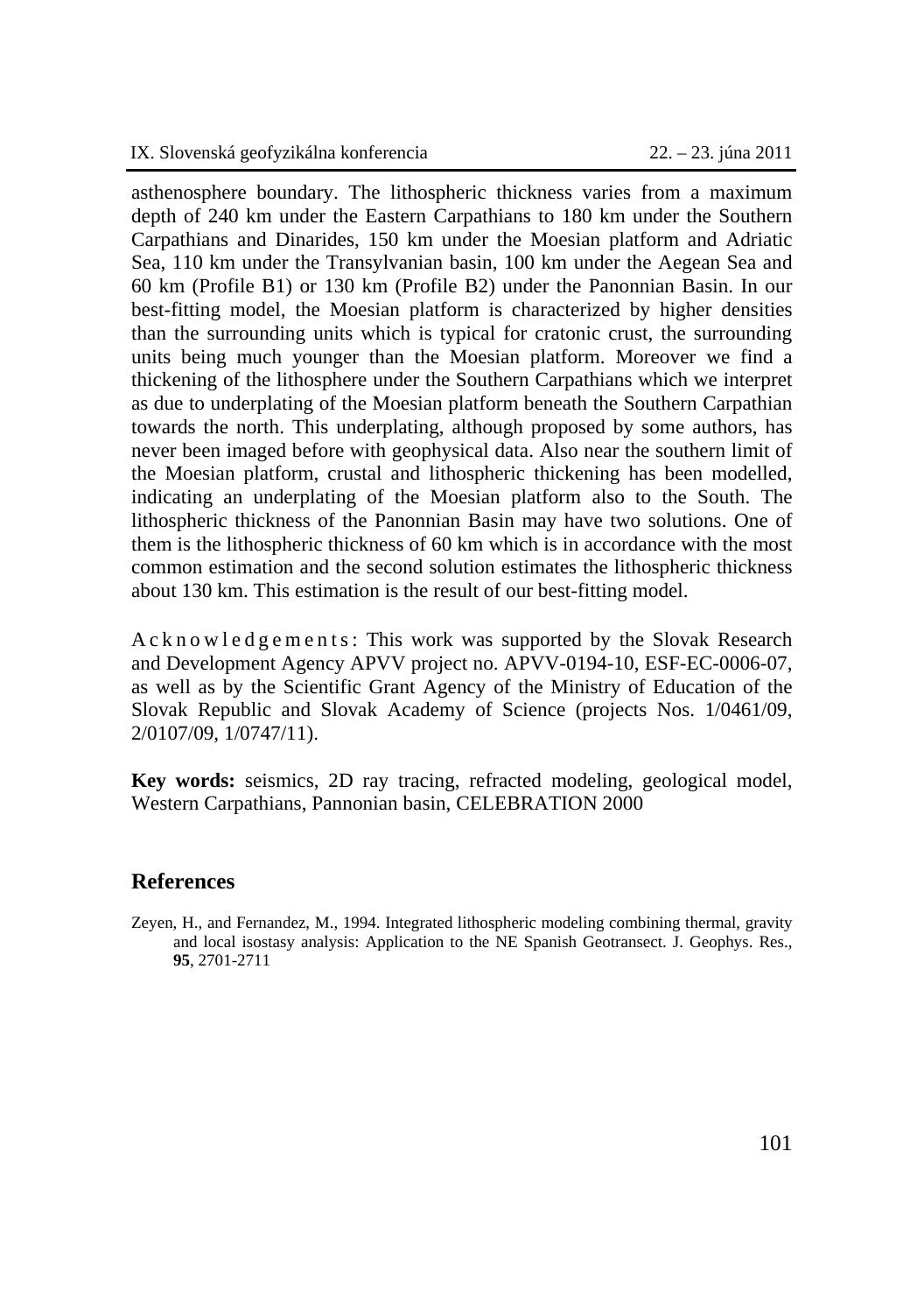asthenosphere boundary. The lithospheric thickness varies from a maximum depth of 240 km under the Eastern Carpathians to 180 km under the Southern Carpathians and Dinarides, 150 km under the Moesian platform and Adriatic Sea, 110 km under the Transylvanian basin, 100 km under the Aegean Sea and 60 km (Profile B1) or 130 km (Profile B2) under the Panonnian Basin. In our best-fitting model, the Moesian platform is characterized by higher densities than the surrounding units which is typical for cratonic crust, the surrounding units being much younger than the Moesian platform. Moreover we find a thickening of the lithosphere under the Southern Carpathians which we interpret as due to underplating of the Moesian platform beneath the Southern Carpathian towards the north. This underplating, although proposed by some authors, has never been imaged before with geophysical data. Also near the southern limit of the Moesian platform, crustal and lithospheric thickening has been modelled, indicating an underplating of the Moesian platform also to the South. The lithospheric thickness of the Panonnian Basin may have two solutions. One of them is the lithospheric thickness of 60 km which is in accordance with the most common estimation and the second solution estimates the lithospheric thickness about 130 km. This estimation is the result of our best-fitting model.

A c k n o w l e d g e m e n t s : This work was supported by the Slovak Research and Development Agency APVV project no. APVV-0194-10, ESF-EC-0006-07, as well as by the Scientific Grant Agency of the Ministry of Education of the Slovak Republic and Slovak Academy of Science (projects Nos. 1/0461/09, 2/0107/09, 1/0747/11).

**Key words:** seismics, 2D ray tracing, refracted modeling, geological model, Western Carpathians, Pannonian basin, CELEBRATION 2000

## References

Zeyen, H., and Fernandez, M., 1994. Integrated lithospheric modeling combining thermal, gravity and local isostasy analysis: Application to the NE Spanish Geotransect. J. Geophys. Res., **95**, 2701-2711